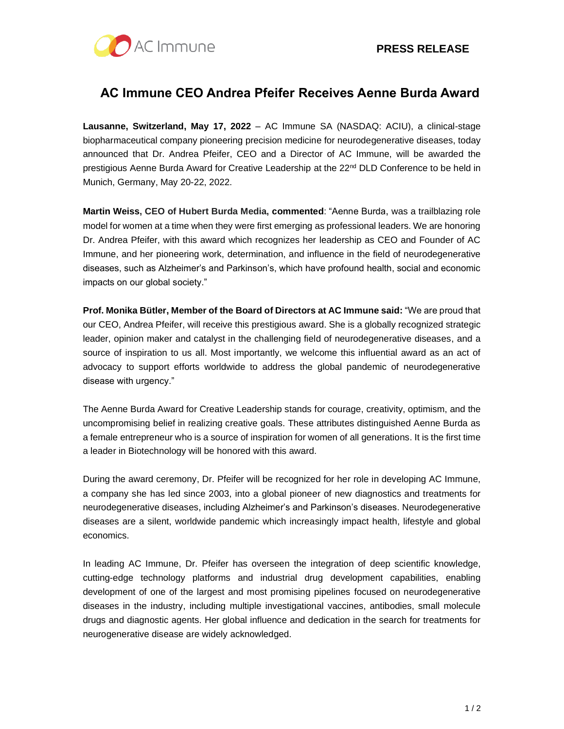**PRESS RELEASE**

# AC Immune CEO Andrea Pfeifer Receives Aenne Burda Award

**Lausanne, Switzerland, May 17, 2022** – AC Immune SA (NASDAQ: ACIU), a clinical-stage biopharmaceutical company pioneering precision medicine for neurodegenerative diseases, today announced that Dr. Andrea Pfeifer, CEO and a Director of AC Immune, will be awarded the prestigious Aenne Burda Award for Creative Leadership at the 22nd DLD Conference to be held in Munich, Germany, May 20-22, 2022.

**Martin Weiss, CEO of Hubert Burda Media, commented**: "Aenne Burda, was a trailblazing role model for women at a time when they were first emerging as professional leaders. We are honoring Dr. Andrea Pfeifer, with this award which recognizes her leadership as CEO and Founder of AC Immune, and her pioneering work, determination, and influence in the field of neurodegenerative diseases, such as Alzheimer's and Parkinson's, which have profound health, social and economic impacts on our global society."

**Prof. Monika Bütler, Member of the Board of Directors at AC Immune said:** "We are proud that our CEO, Andrea Pfeifer, will receive this prestigious award. She is a globally recognized strategic leader, opinion maker and catalyst in the challenging field of neurodegenerative diseases, and a source of inspiration to us all. Most importantly, we welcome this influential award as an act of advocacy to support efforts worldwide to address the global pandemic of neurodegenerative disease with urgency."

The Aenne Burda Award for Creative Leadership stands for courage, creativity, optimism, and the uncompromising belief in realizing creative goals. These attributes distinguished Aenne Burda as a female entrepreneur who is a source of inspiration for women of all generations. It is the first time a leader in Biotechnology will be honored with this award.

During the award ceremony, Dr. Pfeifer will be recognized for her role in developing AC Immune, a company she has led since 2003, into a global pioneer of new diagnostics and treatments for neurodegenerative diseases, including Alzheimer's and Parkinson's diseases. Neurodegenerative diseases are a silent, worldwide pandemic which increasingly impact health, lifestyle and global economics.

In leading AC Immune, Dr. Pfeifer has overseen the integration of deep scientific knowledge, cutting-edge technology platforms and industrial drug development capabilities, enabling development of one of the largest and most promising pipelines focused on neurodegenerative diseases in the industry, including multiple investigational vaccines, antibodies, small molecule drugs and diagnostic agents. Her global influence and dedication in the search for treatments for neurogenerative disease are widely acknowledged.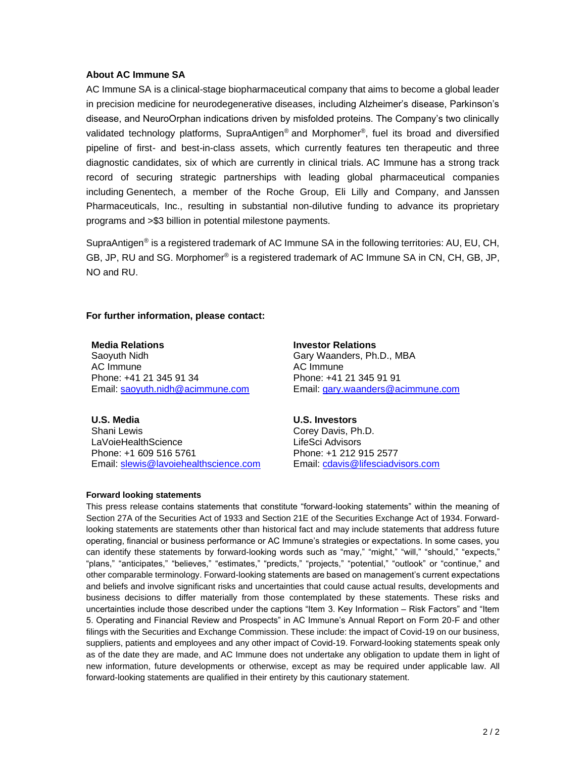**About AC Immune SA**

AC Immune SA is a clinical-stage biopharmaceutical company that aims to become a global leader in precision medicine for neurodegenerative diseases, including Alzheimer's disease, Parkinson's disease, and NeuroOrphan indications driven by misfolded proteins. The Company's two clinically validated technology platforms, SupraAntigen® and Morphomer®, fuel its broad and diversified pipeline of first- and best-in-class assets, which currently features ten therapeutic and three diagnostic candidates, six of which are currently in clinical trials. AC Immune has a strong track record of securing strategic partnerships with leading global pharmaceutical companies including Genentech, a member of the Roche Group, Eli Lilly and Company, and Janssen Pharmaceuticals, Inc., resulting in substantial non-dilutive funding to advance its proprietary programs and >$3 billion in potential milestone payments.

SupraAntigen® is a registered trademark of AC Immune SA in the following territories: AU, EU, CH, GB, JP, RU and SG. Morphomer® is a registered trademark of AC Immune SA in CN, CH, GB, JP, NO and RU.

**For further information, please contact:**

**Media Relations**
Saoyuth Nidh
AC Immune
Phone: +41 21 345 91 34
Email: saoyuth.nidh@acimmune.com

**Investor Relations**
Gary Waanders, Ph.D., MBA
AC Immune
Phone: +41 21 345 91 91
Email: gary.waanders@acimmune.com

**U.S. Media**
Shani Lewis
LaVoieHealthScience
Phone: +1 609 516 5761
Email: slewis@lavoiehealthscience.com

**U.S. Investors**
Corey Davis, Ph.D.
LifeSci Advisors
Phone: +1 212 915 2577
Email: cdavis@lifesciadvisors.com

**Forward looking statements**

This press release contains statements that constitute "forward-looking statements" within the meaning of Section 27A of the Securities Act of 1933 and Section 21E of the Securities Exchange Act of 1934. Forward-looking statements are statements other than historical fact and may include statements that address future operating, financial or business performance or AC Immune's strategies or expectations. In some cases, you can identify these statements by forward-looking words such as "may," "might," "will," "should," "expects," "plans," "anticipates," "believes," "estimates," "predicts," "projects," "potential," "outlook" or "continue," and other comparable terminology. Forward-looking statements are based on management's current expectations and beliefs and involve significant risks and uncertainties that could cause actual results, developments and business decisions to differ materially from those contemplated by these statements. These risks and uncertainties include those described under the captions "Item 3. Key Information – Risk Factors" and "Item 5. Operating and Financial Review and Prospects" in AC Immune's Annual Report on Form 20-F and other filings with the Securities and Exchange Commission. These include: the impact of Covid-19 on our business, suppliers, patients and employees and any other impact of Covid-19. Forward-looking statements speak only as of the date they are made, and AC Immune does not undertake any obligation to update them in light of new information, future developments or otherwise, except as may be required under applicable law. All forward-looking statements are qualified in their entirety by this cautionary statement.